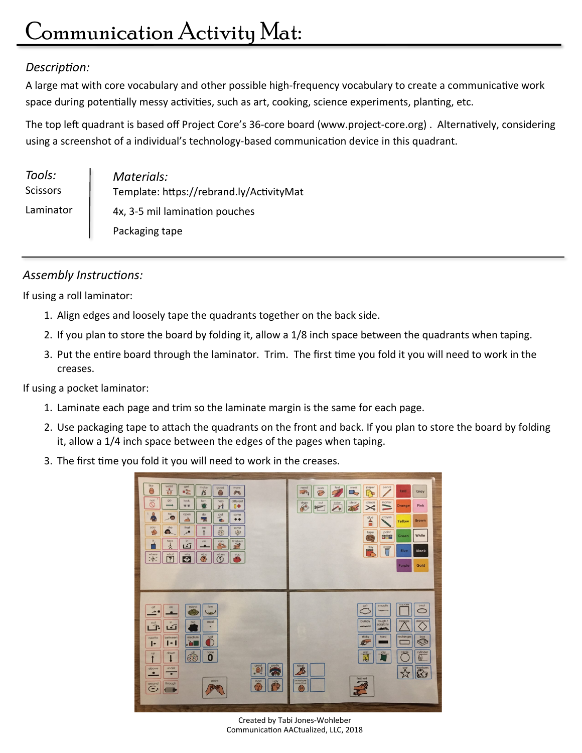# Communication Activity Mat:

*Description:*

A large mat with core vocabulary and other possible high-frequency vocabulary to create a communicative work space during potentially messy activities, such as art, cooking, science experiments, planting, etc.

The top left quadrant is based off Project Core's 36-core board (www.project-core.org) . Alternatively, considering using a screenshot of a individual's technology-based communication device in this quadrant.

| *Tools:* | *Materials:* |
| --- | --- |
| Scissors | Template: https://rebrand.ly/ActivityMat |
| Laminator | 4x, 3-5 mil lamination pouches |
| | Packaging tape |

---

*Assembly Instructions:*

If using a roll laminator:

1. Align edges and loosely tape the quadrants together on the back side.
2. If you plan to store the board by folding it, allow a 1/8 inch space between the quadrants when taping.
3. Put the entire board through the laminator. Trim. The first time you fold it you will need to work in the creases.

If using a pocket laminator:

1. Laminate each page and trim so the laminate margin is the same for each page.
2. Use packaging tape to attach the quadrants on the front and back. If you plan to store the board by folding it, allow a 1/4 inch space between the edges of the pages when taping.
3. The first time you fold it you will need to work in the creases.

Created by Tabi Jones-Wohleber
Communication AACtualized, LLC, 2018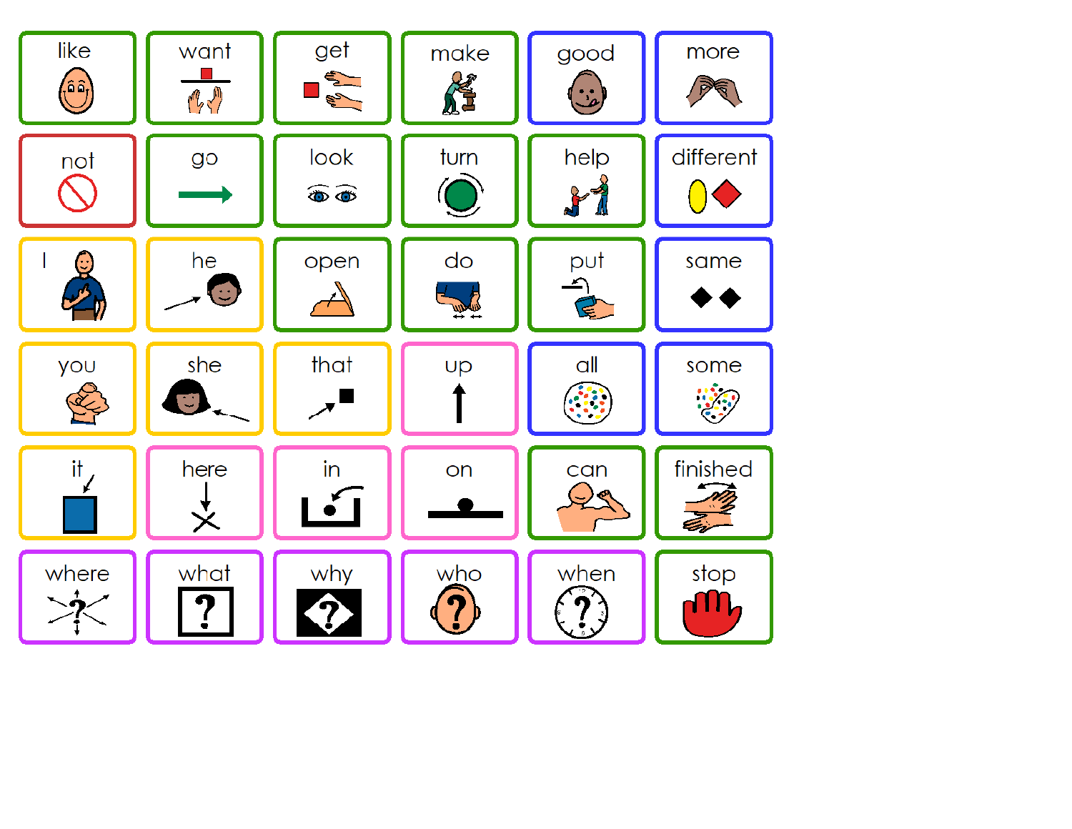| | | | | | |
|---|---|---|---|---|---|
| like | want | get | make | good | more |
| not | go | look | turn | help | different |
| I | he | open | do | put | same |
| you | she | that | up | all | some |
| it | here | in | on | can | finished |
| where | what | why | who | when | stop |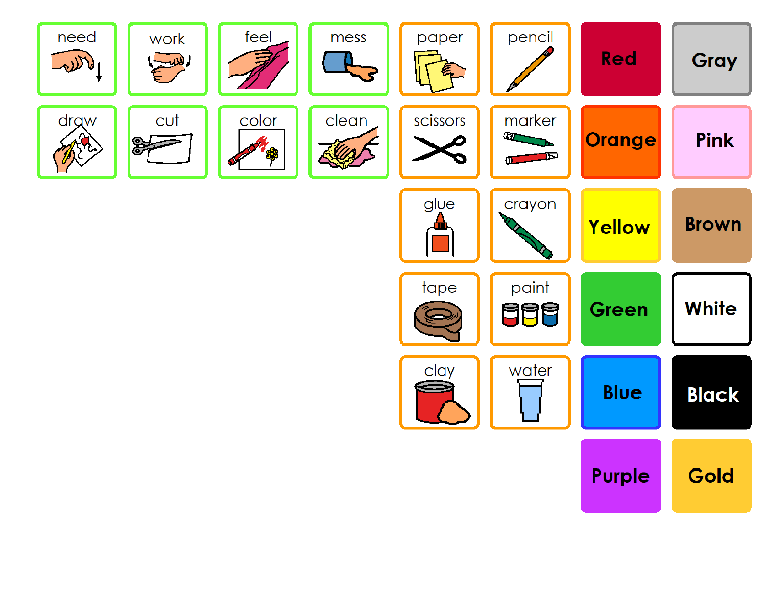| | | | | | | | |
|---|---|---|---|---|---|---|---|
| need | work | feel | mess | paper | pencil | Red | Gray |
| draw | cut | color | clean | scissors | marker | Orange | Pink |
| | | | | glue | crayon | Yellow | Brown |
| | | | | tape | paint | Green | White |
| | | | | clay | water | Blue | Black |
| | | | | | | Purple | Gold |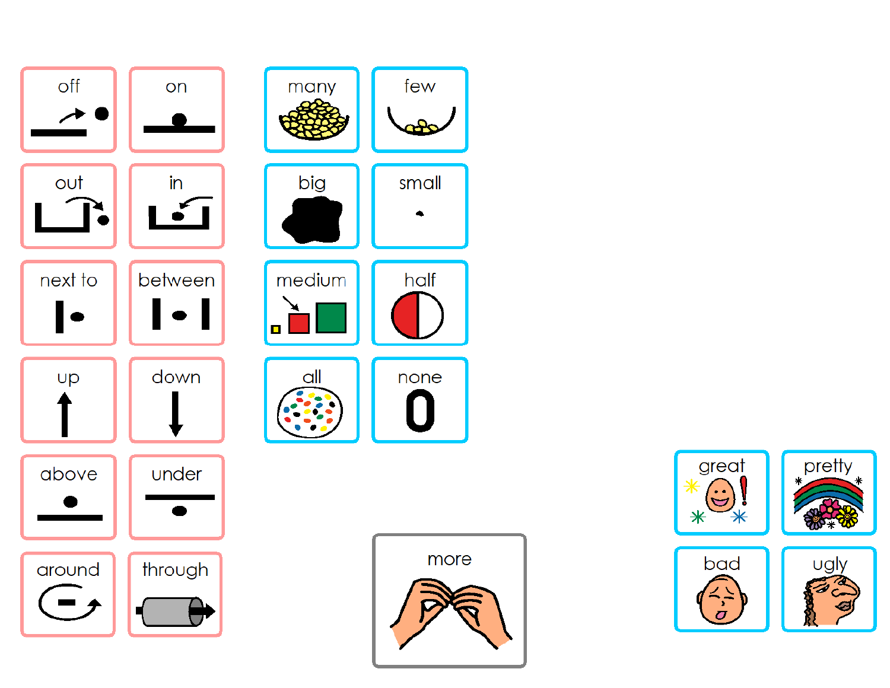| off | on |
|---|---|
| out | in |
| next to | between |
| up | down |
| above | under |
| around | through |

| many | few |
|---|---|
| big | small |
| medium | half |
| all | none |

more

| great | pretty |
|---|---|
| bad | ugly |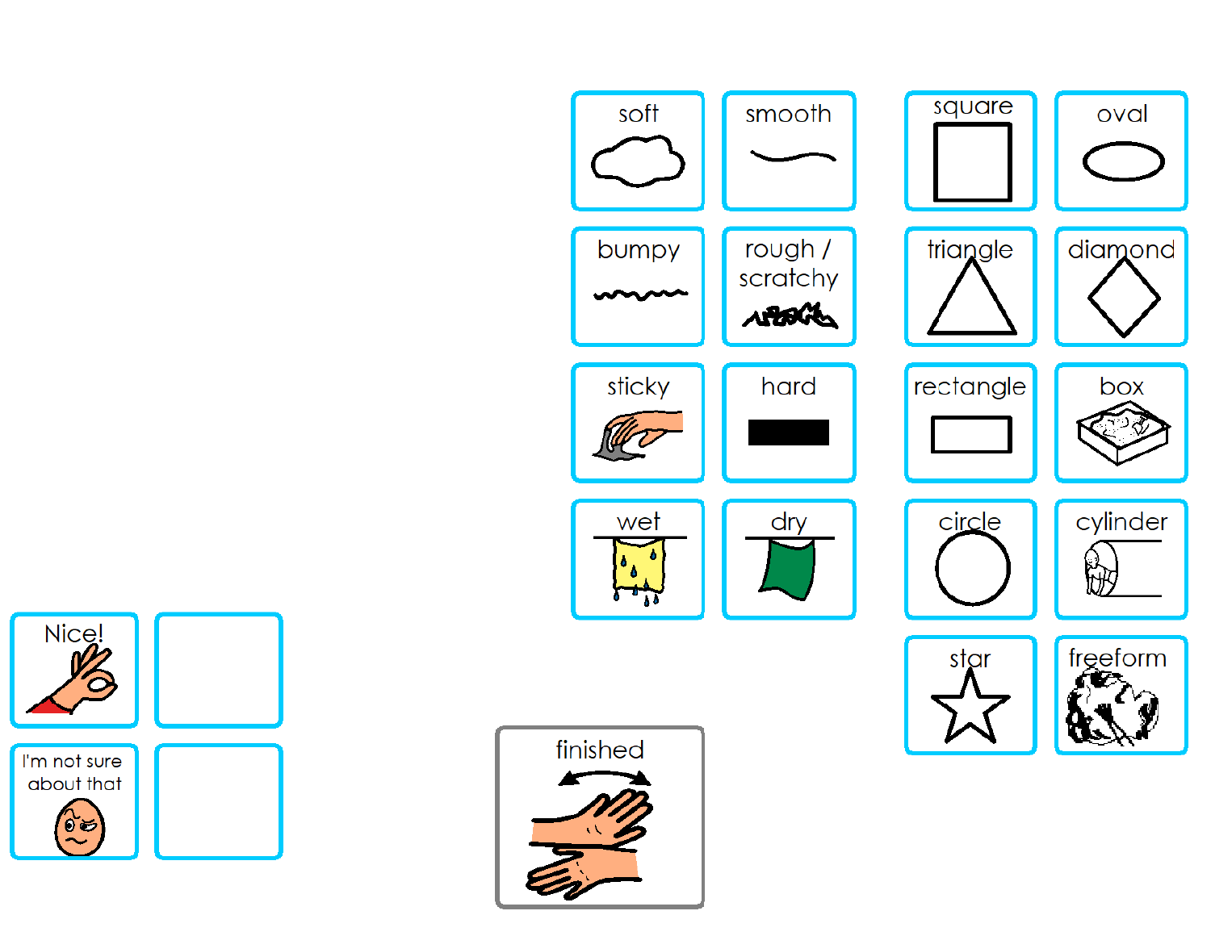| | | | |
|---|---|---|---|
| soft | smooth | square | oval |
| bumpy | rough / scratchy | triangle | diamond |
| sticky | hard | rectangle | box |
| wet | dry | circle | cylinder |
| | | star | freeform |

| | |
|---|---|
| Nice! | |
| I'm not sure about that | |

finished